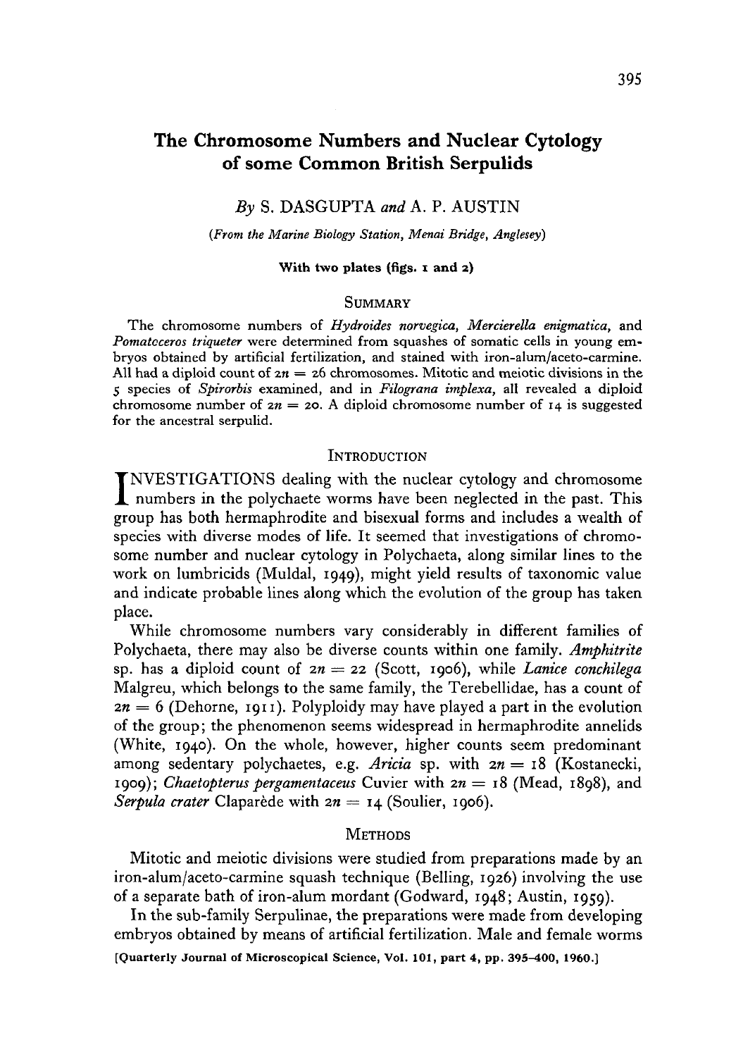# The Chromosome Numbers and Nuclear Cytology of some Common British Serpulids

*By* S. DASGUPTA *and* A. P. AUSTIN

(*From the Marine Biology Station, Menai Bridge, Anglesey*)

**With two plates (figs. 1 and 2)**

## Summary

The chromosome numbers of *Hydroides norvegica*, *Mercierella enigmatica*, and *Pomatoceros triqueter* were determined from squashes of somatic cells in young embryos obtained by artificial fertilization, and stained with iron-alum/aceto-carmine. All had a diploid count of $2n = 26$ chromosomes. Mitotic and meiotic divisions in the 5 species of *Spirorbis* examined, and in *Filograna implexa*, all revealed a diploid chromosome number of $2n = 20$. A diploid chromosome number of 14 is suggested for the ancestral serpulid.

## Introduction

INVESTIGATIONS dealing with the nuclear cytology and chromosome numbers in the polychaete worms have been neglected in the past. This group has both hermaphrodite and bisexual forms and includes a wealth of species with diverse modes of life. It seemed that investigations of chromosome number and nuclear cytology in Polychaeta, along similar lines to the work on lumbricids (Muldal, 1949), might yield results of taxonomic value and indicate probable lines along which the evolution of the group has taken place.

While chromosome numbers vary considerably in different families of Polychaeta, there may also be diverse counts within one family. *Amphitrite* sp. has a diploid count of $2n = 22$ (Scott, 1906), while *Lanice conchilega* Malgreu, which belongs to the same family, the Terebellidae, has a count of $2n = 6$ (Dehorne, 1911). Polyploidy may have played a part in the evolution of the group; the phenomenon seems widespread in hermaphrodite annelids (White, 1940). On the whole, however, higher counts seem predominant among sedentary polychaetes, e.g. *Aricia* sp. with $2n = 18$ (Kostanecki, 1909); *Chaetopterus pergamentaceus* Cuvier with $2n = 18$ (Mead, 1898), and *Serpula crater* Claparède with $2n = 14$ (Soulier, 1906).

## Methods

Mitotic and meiotic divisions were studied from preparations made by an iron-alum/aceto-carmine squash technique (Belling, 1926) involving the use of a separate bath of iron-alum mordant (Godward, 1948; Austin, 1959).

In the sub-family Serpulinae, the preparations were made from developing embryos obtained by means of artificial fertilization. Male and female worms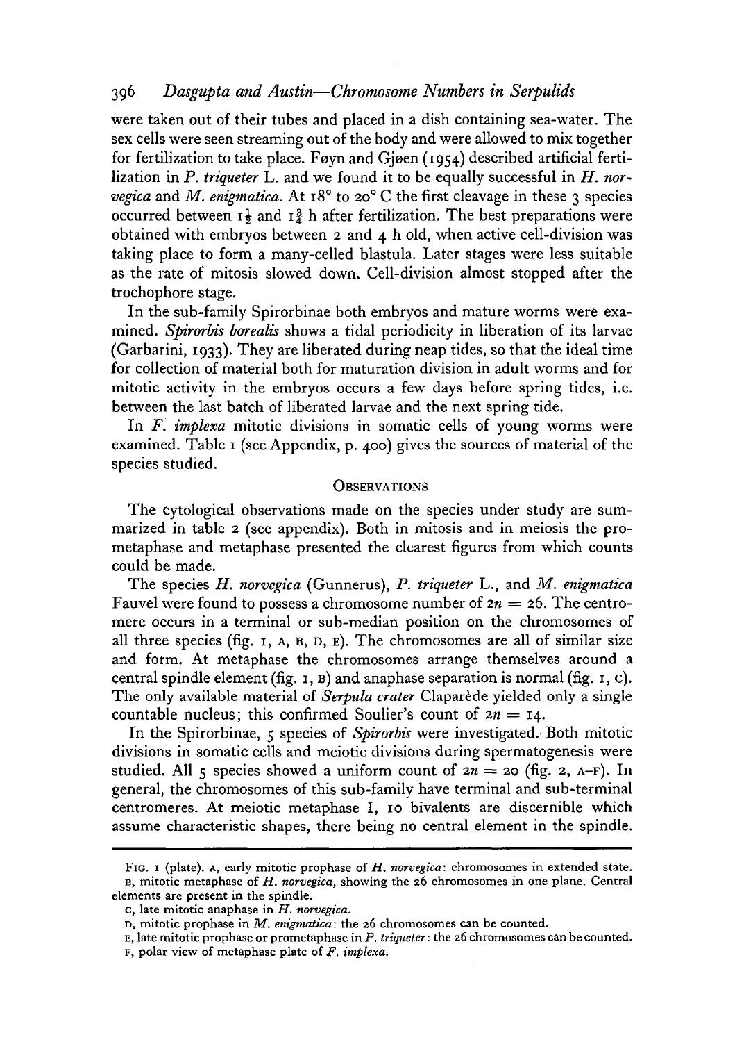were taken out of their tubes and placed in a dish containing sea-water. The sex cells were seen streaming out of the body and were allowed to mix together for fertilization to take place. Føyn and Gjøen (1954) described artificial fertilization in *P. triqueter* L. and we found it to be equally successful in *H. norvegica* and *M. enigmatica*. At 18° to 20° C the first cleavage in these 3 species occurred between $1\frac{1}{2}$ and $1\frac{3}{4}$ h after fertilization. The best preparations were obtained with embryos between 2 and 4 h old, when active cell-division was taking place to form a many-celled blastula. Later stages were less suitable as the rate of mitosis slowed down. Cell-division almost stopped after the trochophore stage.

In the sub-family Spirorbinae both embryos and mature worms were examined. *Spirorbis borealis* shows a tidal periodicity in liberation of its larvae (Garbarini, 1933). They are liberated during neap tides, so that the ideal time for collection of material both for maturation division in adult worms and for mitotic activity in the embryos occurs a few days before spring tides, i.e. between the last batch of liberated larvae and the next spring tide.

In *F. implexa* mitotic divisions in somatic cells of young worms were examined. Table 1 (see Appendix, p. 400) gives the sources of material of the species studied.

## Observations

The cytological observations made on the species under study are summarized in table 2 (see appendix). Both in mitosis and in meiosis the prometaphase and metaphase presented the clearest figures from which counts could be made.

The species *H. norvegica* (Gunnerus), *P. triqueter* L., and *M. enigmatica* Fauvel were found to possess a chromosome number of $2n = 26$. The centromere occurs in a terminal or sub-median position on the chromosomes of all three species (fig. 1, A, B, D, E). The chromosomes are all of similar size and form. At metaphase the chromosomes arrange themselves around a central spindle element (fig. 1, B) and anaphase separation is normal (fig. 1, C). The only available material of *Serpula crater* Claparède yielded only a single countable nucleus; this confirmed Soulier's count of $2n = 14$.

In the Spirorbinae, 5 species of *Spirorbis* were investigated. Both mitotic divisions in somatic cells and meiotic divisions during spermatogenesis were studied. All 5 species showed a uniform count of $2n = 20$ (fig. 2, A–F). In general, the chromosomes of this sub-family have terminal and sub-terminal centromeres. At meiotic metaphase I, 10 bivalents are discernible which assume characteristic shapes, there being no central element in the spindle.

---

Fig. 1 (plate). A, early mitotic prophase of *H. norvegica*: chromosomes in extended state.
B, mitotic metaphase of *H. norvegica*, showing the 26 chromosomes in one plane. Central elements are present in the spindle.
C, late mitotic anaphase in *H. norvegica*.
D, mitotic prophase in *M. enigmatica*: the 26 chromosomes can be counted.
E, late mitotic prophase or prometaphase in *P. triqueter*: the 26 chromosomes can be counted.
F, polar view of metaphase plate of *F. implexa*.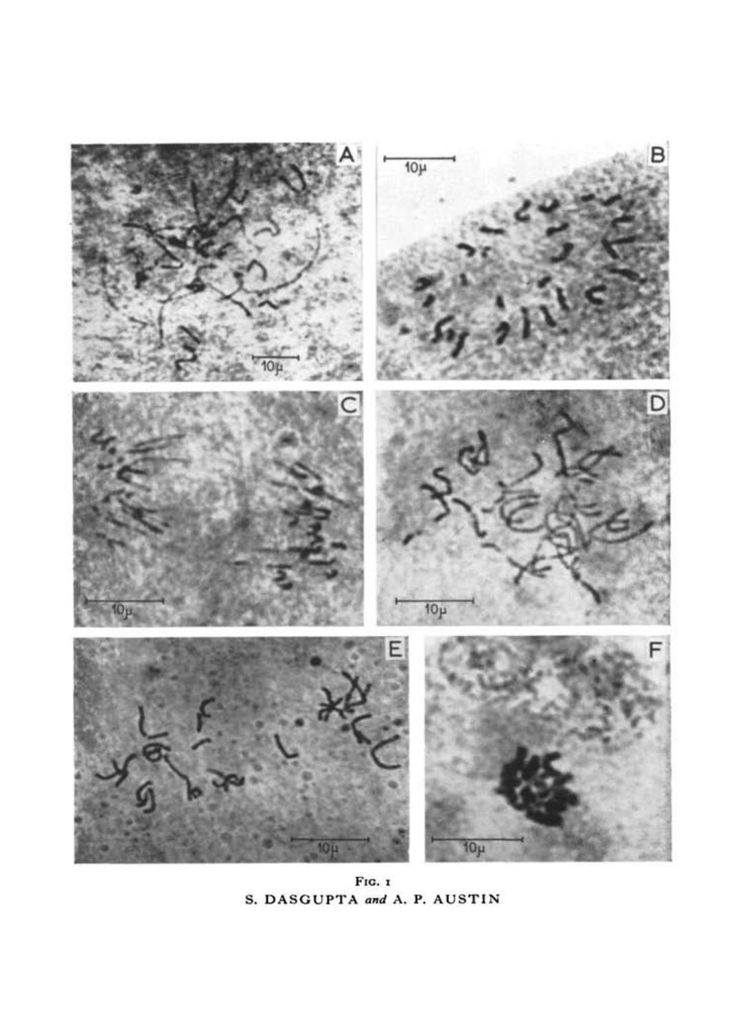FIG. 1

S. DASGUPTA *and* A. P. AUSTIN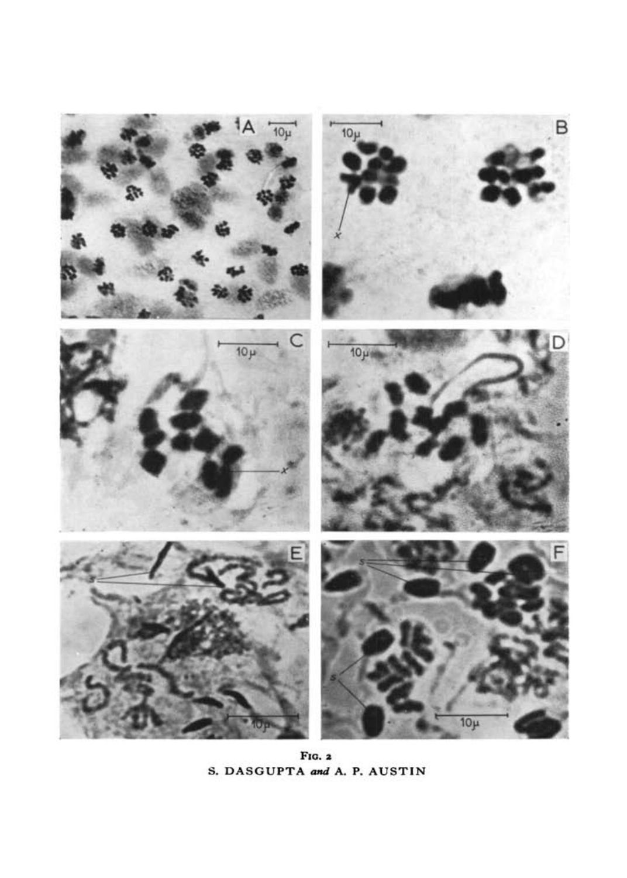**Fig. 2**

S. DASGUPTA *and* A. P. AUSTIN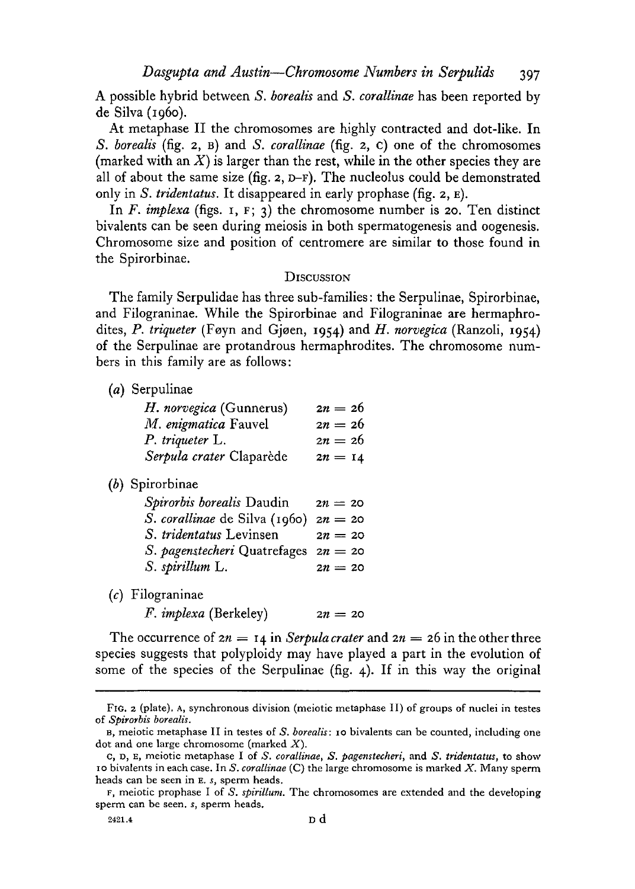A possible hybrid between *S. borealis* and *S. corallinae* has been reported by de Silva (1960).

At metaphase II the chromosomes are highly contracted and dot-like. In *S. borealis* (fig. 2, B) and *S. corallinae* (fig. 2, C) one of the chromosomes (marked with an $X$) is larger than the rest, while in the other species they are all of about the same size (fig. 2, D–F). The nucleolus could be demonstrated only in *S. tridentatus*. It disappeared in early prophase (fig. 2, E).

In *F. implexa* (figs. 1, F; 3) the chromosome number is 20. Ten distinct bivalents can be seen during meiosis in both spermatogenesis and oogenesis. Chromosome size and position of centromere are similar to those found in the Spirorbinae.

## Discussion

The family Serpulidae has three sub-families: the Serpulinae, Spirorbinae, and Filograninae. While the Spirorbinae and Filograninae are hermaphrodites, *P. triqueter* (Føyn and Gjøen, 1954) and *H. norvegica* (Ranzoli, 1954) of the Serpulinae are protandrous hermaphrodites. The chromosome numbers in this family are as follows:

(*a*) Serpulinae

| | |
|---|---|
| *H. norvegica* (Gunnerus) | $2n = 26$ |
| *M. enigmatica* Fauvel | $2n = 26$ |
| *P. triqueter* L. | $2n = 26$ |
| *Serpula crater* Claparède | $2n = 14$ |

(*b*) Spirorbinae

| | |
|---|---|
| *Spirorbis borealis* Daudin | $2n = 20$ |
| *S. corallinae* de Silva (1960) | $2n = 20$ |
| *S. tridentatus* Levinsen | $2n = 20$ |
| *S. pagenstecheri* Quatrefages | $2n = 20$ |
| *S. spirillum* L. | $2n = 20$ |

(*c*) Filograninae

| | |
|---|---|
| *F. implexa* (Berkeley) | $2n = 20$ |

The occurrence of $2n = 14$ in *Serpula crater* and $2n = 26$ in the other three species suggests that polyploidy may have played a part in the evolution of some of the species of the Serpulinae (fig. 4). If in this way the original

---

Fig. 2 (plate). A, synchronous division (meiotic metaphase II) of groups of nuclei in testes of *Spirorbis borealis*.

B, meiotic metaphase II in testes of *S. borealis*: 10 bivalents can be counted, including one dot and one large chromosome (marked $X$).

C, D, E, meiotic metaphase I of *S. corallinae*, *S. pagenstecheri*, and *S. tridentatus*, to show 10 bivalents in each case. In *S. corallinae* (C) the large chromosome is marked $X$. Many sperm heads can be seen in E. *s*, sperm heads.

F, meiotic prophase I of *S. spirillum*. The chromosomes are extended and the developing sperm can be seen. *s*, sperm heads.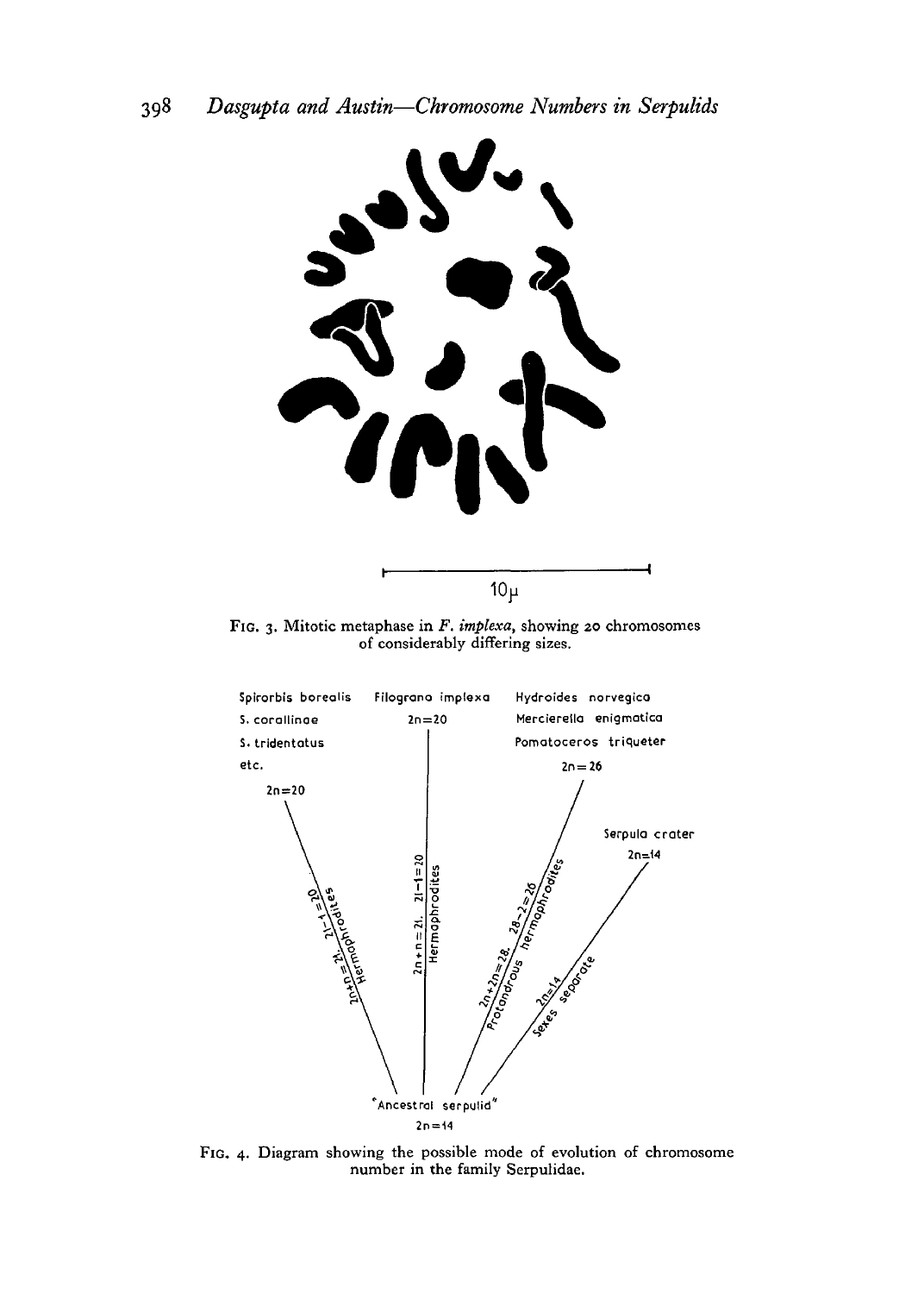FIG. 3. Mitotic metaphase in *F. implexa*, showing 20 chromosomes of considerably differing sizes.

FIG. 4. Diagram showing the possible mode of evolution of chromosome number in the family Serpulidae.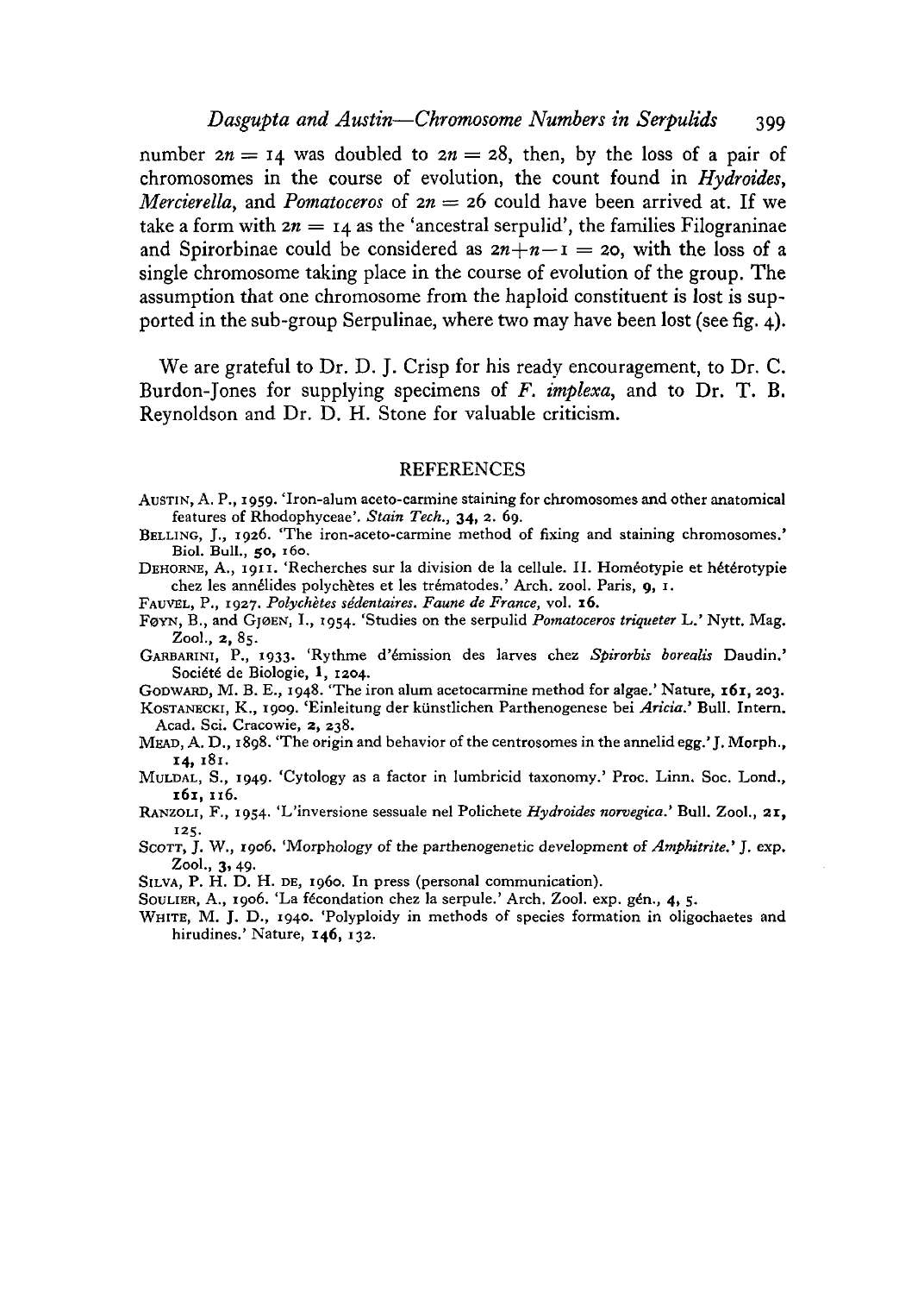number $2n = 14$ was doubled to $2n = 28$, then, by the loss of a pair of chromosomes in the course of evolution, the count found in *Hydroides*, *Mercierella*, and *Pomatoceros* of $2n = 26$ could have been arrived at. If we take a form with $2n = 14$ as the 'ancestral serpulid', the families Filograninae and Spirorbinae could be considered as $2n+n-1 = 20$, with the loss of a single chromosome taking place in the course of evolution of the group. The assumption that one chromosome from the haploid constituent is lost is supported in the sub-group Serpulinae, where two may have been lost (see fig. 4).

We are grateful to Dr. D. J. Crisp for his ready encouragement, to Dr. C. Burdon-Jones for supplying specimens of *F. implexa*, and to Dr. T. B. Reynoldson and Dr. D. H. Stone for valuable criticism.

## REFERENCES

AUSTIN, A. P., 1959. 'Iron-alum aceto-carmine staining for chromosomes and other anatomical features of Rhodophyceae'. *Stain Tech.*, **34**, 2. 69.

BELLING, J., 1926. 'The iron-aceto-carmine method of fixing and staining chromosomes.' Biol. Bull., **50**, 160.

DEHORNE, A., 1911. 'Recherches sur la division de la cellule. II. Homéotypie et hétérotypie chez les annélides polychètes et les trématodes.' Arch. zool. Paris, **9**, 1.

FAUVEL, P., 1927. *Polychètes sédentaires. Faune de France*, vol. **16**.

FØYN, B., and GJØEN, I., 1954. 'Studies on the serpulid *Pomatoceros triqueter* L.' Nytt. Mag. Zool., **2**, 85.

GARBARINI, P., 1933. 'Rythme d'émission des larves chez *Spirorbis borealis* Daudin.' Société de Biologie, **1**, 1204.

GODWARD, M. B. E., 1948. 'The iron alum acetocarmine method for algae.' Nature, **161**, 203.

KOSTANECKI, K., 1909. 'Einleitung der künstlichen Parthenogenese bei *Aricia*.' Bull. Intern. Acad. Sci. Cracowie, **2**, 238.

MEAD, A. D., 1898. 'The origin and behavior of the centrosomes in the annelid egg.' J. Morph., **14**, 181.

MULDAL, S., 1949. 'Cytology as a factor in lumbricid taxonomy.' Proc. Linn. Soc. Lond., **161**, 116.

RANZOLI, F., 1954. 'L'inversione sessuale nel Polichete *Hydroides norvegica*.' Bull. Zool., **21**, 125.

SCOTT, J. W., 1906. 'Morphology of the parthenogenetic development of *Amphitrite*.' J. exp. Zool., **3**, 49.

SILVA, P. H. D. H. DE, 1960. In press (personal communication).

SOULIER, A., 1906. 'La fécondation chez la serpule.' Arch. Zool. exp. gén., **4**, 5.

WHITE, M. J. D., 1940. 'Polyploidy in methods of species formation in oligochaetes and hirudines.' Nature, **146**, 132.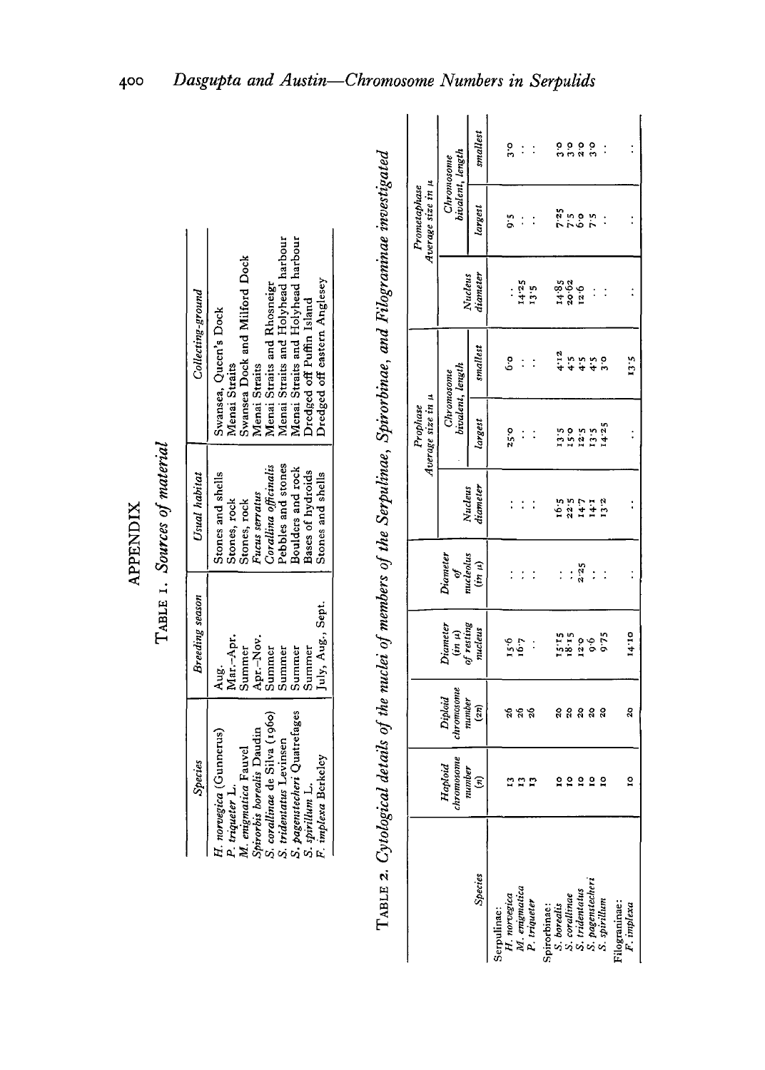# APPENDIX

TABLE 1. *Sources of material*

| Species | Breeding season | Usual habitat | Collecting-ground |
|---|---|---|---|
| *H. norvegica* (Gunnerus) | Aug. | Stones and shells | Swansea, Queen's Dock |
| *P. triqueter* L. | Mar.–Apr. | Stones, rock | Menai Straits |
| *M. enigmatica* Fauvel | Summer | Stones, rock | Swansea Dock and Milford Dock |
| *Spirorbis borealis* Daudin | Apr.–Nov. | *Fucus serratus* | Menai Straits |
| *S. corallinae* de Silva (1960) | Summer | *Corallina officinalis* | Menai Straits and Rhosneigr |
| *S. tridentatus* Levinsen | Summer | Pebbles and stones | Menai Straits and Holyhead harbour |
| *S. pagenstecheri* Quatrefages | Summer | Boulders and rock | Menai Straits and Holyhead harbour |
| *S. spirillum* L. | Summer | Bases of hydroids | Dredged off Puffin Island |
| *F. implexa* Berkeley | July, Aug., Sept. | Stones and shells | Dredged off eastern Anglesey |

TABLE 2. *Cytological details of the nuclei of members of the Serpulinae, Spirorbinae, and Filograminae investigated*

| Species | Haploid chromosome number (*n*) | Diploid chromosome number (2*n*) | Diameter (in μ) of resting nucleus | Diameter of nucleolus (in μ) | Prophase Average size in μ | | | Prometaphase Average size in μ | | |
|---|---|---|---|---|---|---|---|---|---|---|
| | | | | | Nucleus diameter | Chromosome bivalent, length: largest | smallest | Nucleus diameter | Chromosome bivalent, length: largest | smallest |
| Serpulinae: | | | | | | | | | | |
| *H. norvegica* | 13 | 26 | 15.6 | .. | .. | 25.0 | 6.0 | .. | 9.5 | 3.0 |
| *M. enigmatica* | 13 | 26 | 16.7 | .. | .. | .. | .. | 14.25 | .. | .. |
| *P. triqueter* | 13 | 26 | .. | .. | .. | .. | .. | 13.5 | .. | .. |
| Spirorbinae: | | | | | | | | | | |
| *S. borealis* | 10 | 20 | 15.15 | .. | 16.5 | 13.5 | 4.12 | 14.85 | 7.25 | 3.0 |
| *S. corallinae* | 10 | 20 | 18.15 | .. | 22.5 | 15.0 | 4.5 | 20.62 | 7.5 | 3.0 |
| *S. tridentatus* | 10 | 20 | 12.0 | 2.25 | 14.7 | 12.5 | 4.5 | 12.6 | 6.0 | 2.0 |
| *S. pagenstecheri* | 10 | 20 | 9.6 | .. | 14.1 | 13.5 | 4.5 | .. | 7.5 | 3.0 |
| *S. spirillum* | 10 | 20 | 9.75 | .. | 13.2 | 14.25 | 3.0 | .. | .. | .. |
| Filograminae: | | | | | | | | | | |
| *F. implexa* | 10 | 20 | 14.10 | .. | .. | .. | 13.5 | .. | .. | .. |